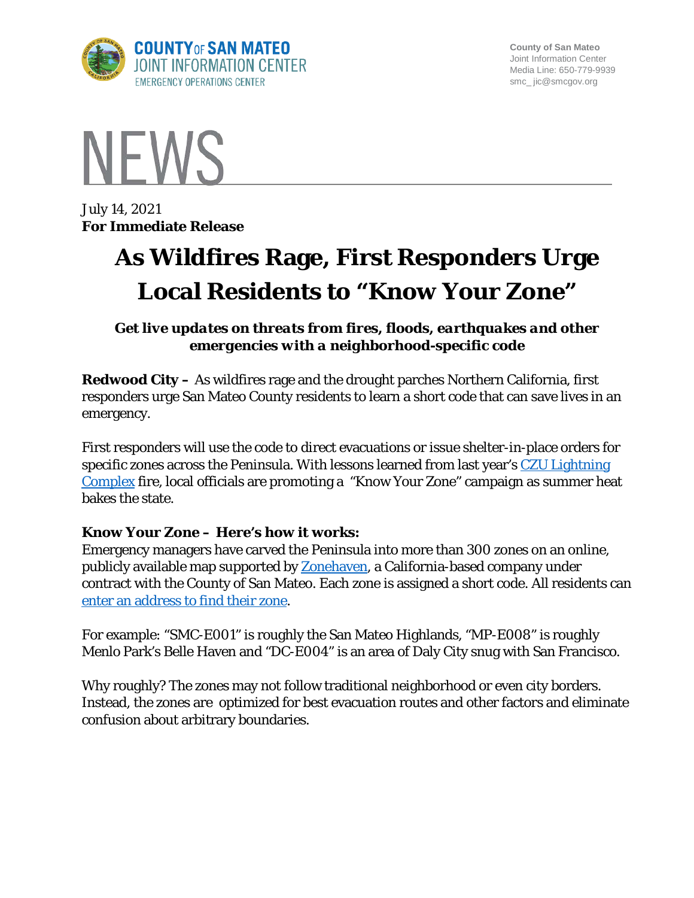COUNTY OF SAN MATEO
JOINT INFORMATION CENTER
EMERGENCY OPERATIONS CENTER

County of San Mateo
Joint Information Center
Media Line: 650-779-9939
smc_ jic@smcgov.org

# NEWS

July 14, 2021
**For Immediate Release**

# As Wildfires Rage, First Responders Urge Local Residents to "Know Your Zone"

***Get live updates on threats from fires, floods, earthquakes and other emergencies with a neighborhood-specific code***

**Redwood City –** As wildfires rage and the drought parches Northern California, first responders urge San Mateo County residents to learn a short code that can save lives in an emergency.

First responders will use the code to direct evacuations or issue shelter-in-place orders for specific zones across the Peninsula. With lessons learned from last year's CZU Lightning Complex fire, local officials are promoting a "Know Your Zone" campaign as summer heat bakes the state.

**Know Your Zone – Here's how it works:**

Emergency managers have carved the Peninsula into more than 300 zones on an online, publicly available map supported by Zonehaven, a California-based company under contract with the County of San Mateo. Each zone is assigned a short code. All residents can enter an address to find their zone.

For example: "SMC-E001" is roughly the San Mateo Highlands, "MP-E008" is roughly Menlo Park's Belle Haven and "DC-E004" is an area of Daly City snug with San Francisco.

Why roughly? The zones may not follow traditional neighborhood or even city borders. Instead, the zones are optimized for best evacuation routes and other factors and eliminate confusion about arbitrary boundaries.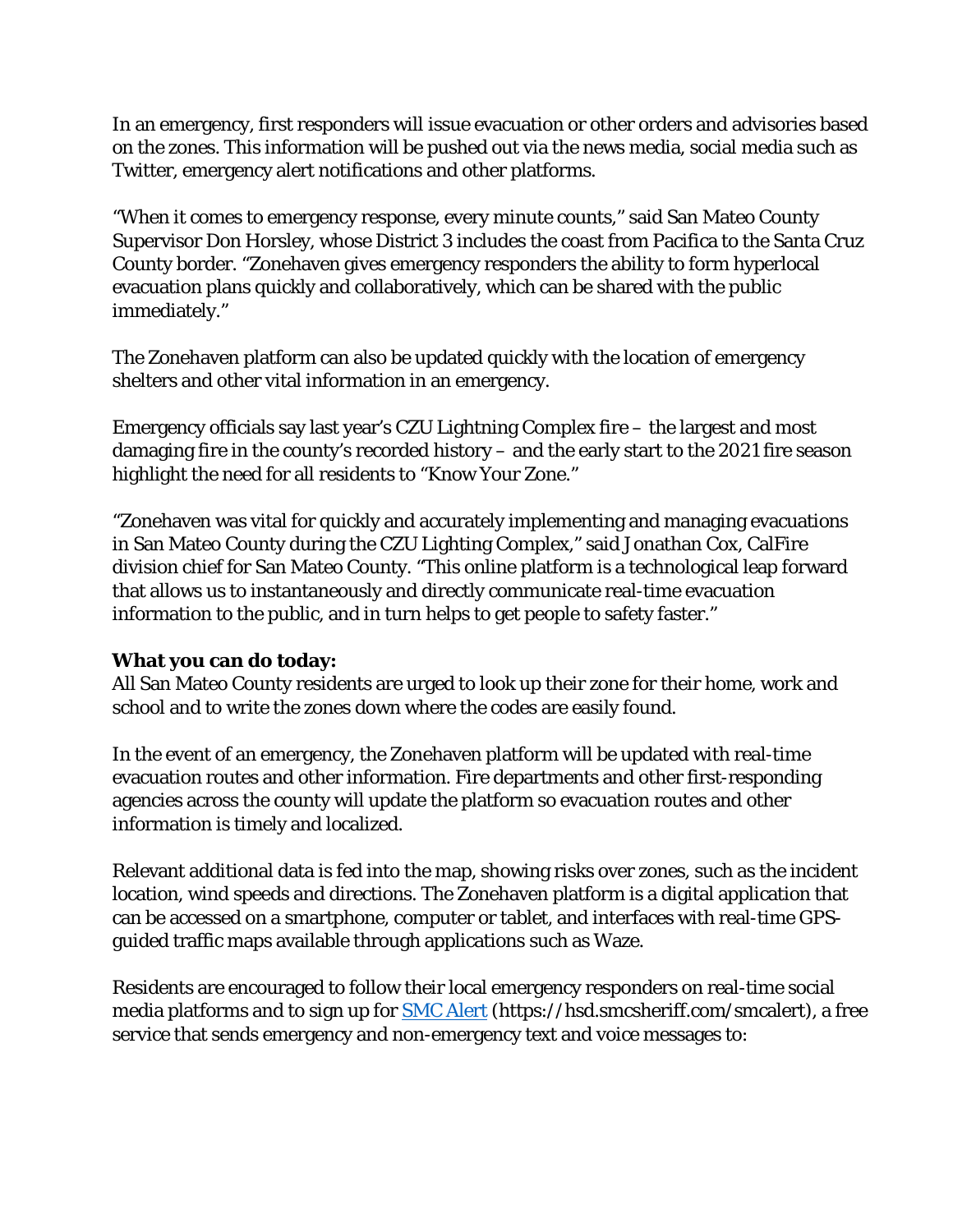In an emergency, first responders will issue evacuation or other orders and advisories based on the zones. This information will be pushed out via the news media, social media such as Twitter, emergency alert notifications and other platforms.

"When it comes to emergency response, every minute counts," said San Mateo County Supervisor Don Horsley, whose District 3 includes the coast from Pacifica to the Santa Cruz County border. "Zonehaven gives emergency responders the ability to form hyperlocal evacuation plans quickly and collaboratively, which can be shared with the public immediately."

The Zonehaven platform can also be updated quickly with the location of emergency shelters and other vital information in an emergency.

Emergency officials say last year's CZU Lightning Complex fire – the largest and most damaging fire in the county's recorded history – and the early start to the 2021 fire season highlight the need for all residents to "Know Your Zone."

"Zonehaven was vital for quickly and accurately implementing and managing evacuations in San Mateo County during the CZU Lighting Complex," said Jonathan Cox, CalFire division chief for San Mateo County. "This online platform is a technological leap forward that allows us to instantaneously and directly communicate real-time evacuation information to the public, and in turn helps to get people to safety faster."

**What you can do today:**

All San Mateo County residents are urged to look up their zone for their home, work and school and to write the zones down where the codes are easily found.

In the event of an emergency, the Zonehaven platform will be updated with real-time evacuation routes and other information. Fire departments and other first-responding agencies across the county will update the platform so evacuation routes and other information is timely and localized.

Relevant additional data is fed into the map, showing risks over zones, such as the incident location, wind speeds and directions. The Zonehaven platform is a digital application that can be accessed on a smartphone, computer or tablet, and interfaces with real-time GPS-guided traffic maps available through applications such as Waze.

Residents are encouraged to follow their local emergency responders on real-time social media platforms and to sign up for [SMC Alert](https://hsd.smcsheriff.com/smcalert) (https://hsd.smcsheriff.com/smcalert), a free service that sends emergency and non-emergency text and voice messages to: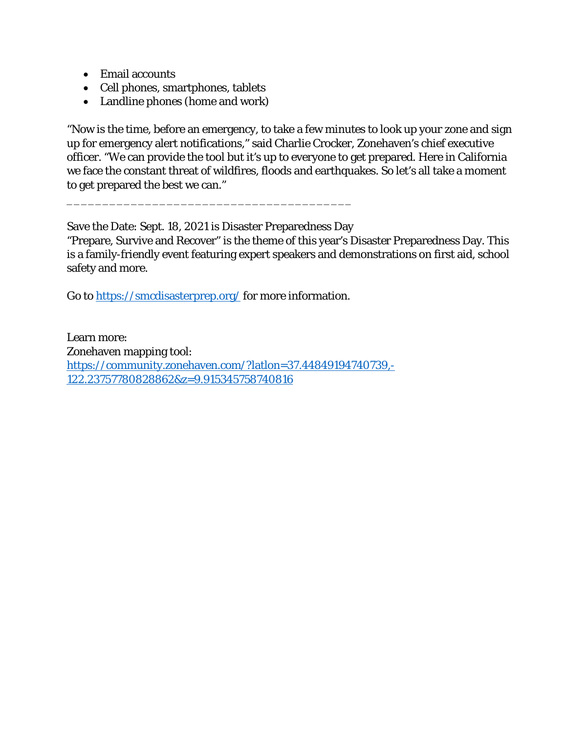- Email accounts
- Cell phones, smartphones, tablets
- Landline phones (home and work)

“Now is the time, before an emergency, to take a few minutes to look up your zone and sign up for emergency alert notifications,” said Charlie Crocker, Zonehaven’s chief executive officer. “We can provide the tool but it’s up to everyone to get prepared. Here in California we face the constant threat of wildfires, floods and earthquakes. So let’s all take a moment to get prepared the best we can.”

_______________________________________

Save the Date: Sept. 18, 2021 is Disaster Preparedness Day
“Prepare, Survive and Recover” is the theme of this year’s Disaster Preparedness Day. This is a family-friendly event featuring expert speakers and demonstrations on first aid, school safety and more.

Go to [https://smcdisasterprep.org/](https://smcdisasterprep.org/) for more information.

Learn more:
Zonehaven mapping tool:
[https://community.zonehaven.com/?latlon=37.44849194740739,-122.23757780828862&z=9.915345758740816](https://community.zonehaven.com/?latlon=37.44849194740739,-122.23757780828862&z=9.915345758740816)